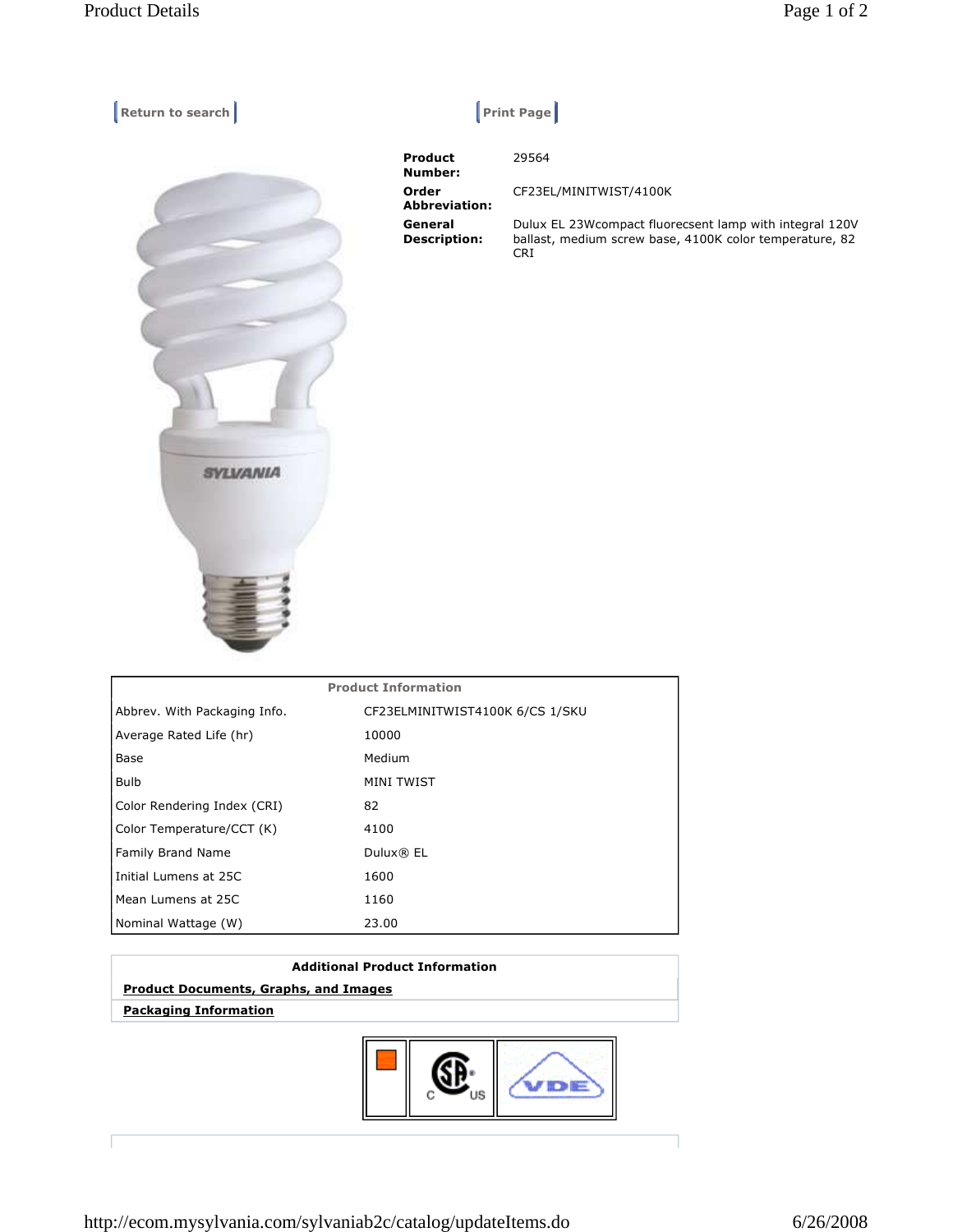Return to search | Print Page

**Product Number:** 29564

**Order Abbreviation:** CF23EL/MINITWIST/4100K

**General Description:** Dulux EL 23Wcompact fluorecsent lamp with integral 120V ballast, medium screw base, 4100K color temperature, 82 CRI

| Product Information | |
|---|---|
| Abbrev. With Packaging Info. | CF23ELMINITWIST4100K 6/CS 1/SKU |
| Average Rated Life (hr) | 10000 |
| Base | Medium |
| Bulb | MINI TWIST |
| Color Rendering Index (CRI) | 82 |
| Color Temperature/CCT (K) | 4100 |
| Family Brand Name | Dulux® EL |
| Initial Lumens at 25C | 1600 |
| Mean Lumens at 25C | 1160 |
| Nominal Wattage (W) | 23.00 |

**Additional Product Information**

**Product Documents, Graphs, and Images**

**Packaging Information**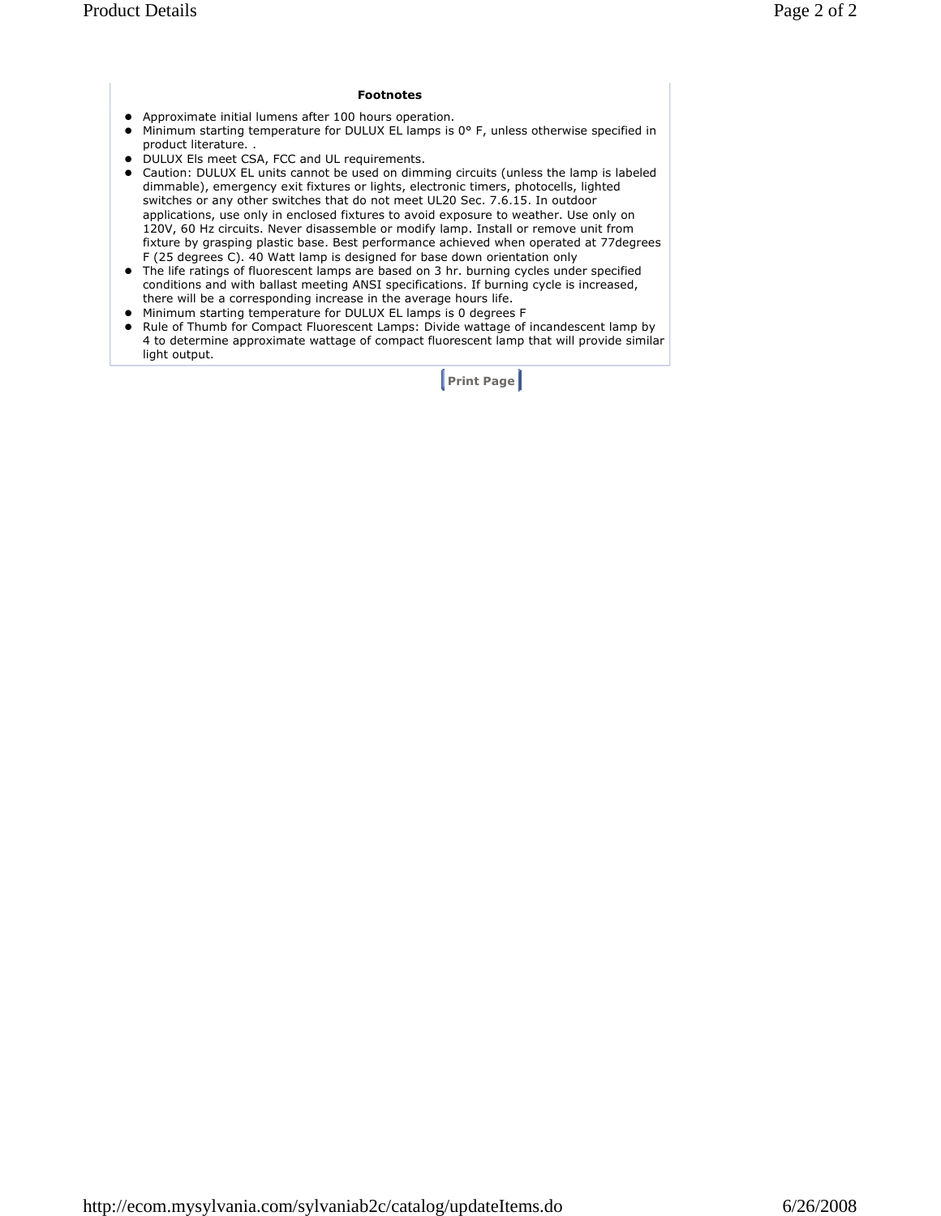**Footnotes**

- Approximate initial lumens after 100 hours operation.
- Minimum starting temperature for DULUX EL lamps is 0° F, unless otherwise specified in product literature. .
- DULUX Els meet CSA, FCC and UL requirements.
- Caution: DULUX EL units cannot be used on dimming circuits (unless the lamp is labeled dimmable), emergency exit fixtures or lights, electronic timers, photocells, lighted switches or any other switches that do not meet UL20 Sec. 7.6.15. In outdoor applications, use only in enclosed fixtures to avoid exposure to weather. Use only on 120V, 60 Hz circuits. Never disassemble or modify lamp. Install or remove unit from fixture by grasping plastic base. Best performance achieved when operated at 77degrees F (25 degrees C). 40 Watt lamp is designed for base down orientation only
- The life ratings of fluorescent lamps are based on 3 hr. burning cycles under specified conditions and with ballast meeting ANSI specifications. If burning cycle is increased, there will be a corresponding increase in the average hours life.
- Minimum starting temperature for DULUX EL lamps is 0 degrees F
- Rule of Thumb for Compact Fluorescent Lamps: Divide wattage of incandescent lamp by 4 to determine approximate wattage of compact fluorescent lamp that will provide similar light output.

Print Page